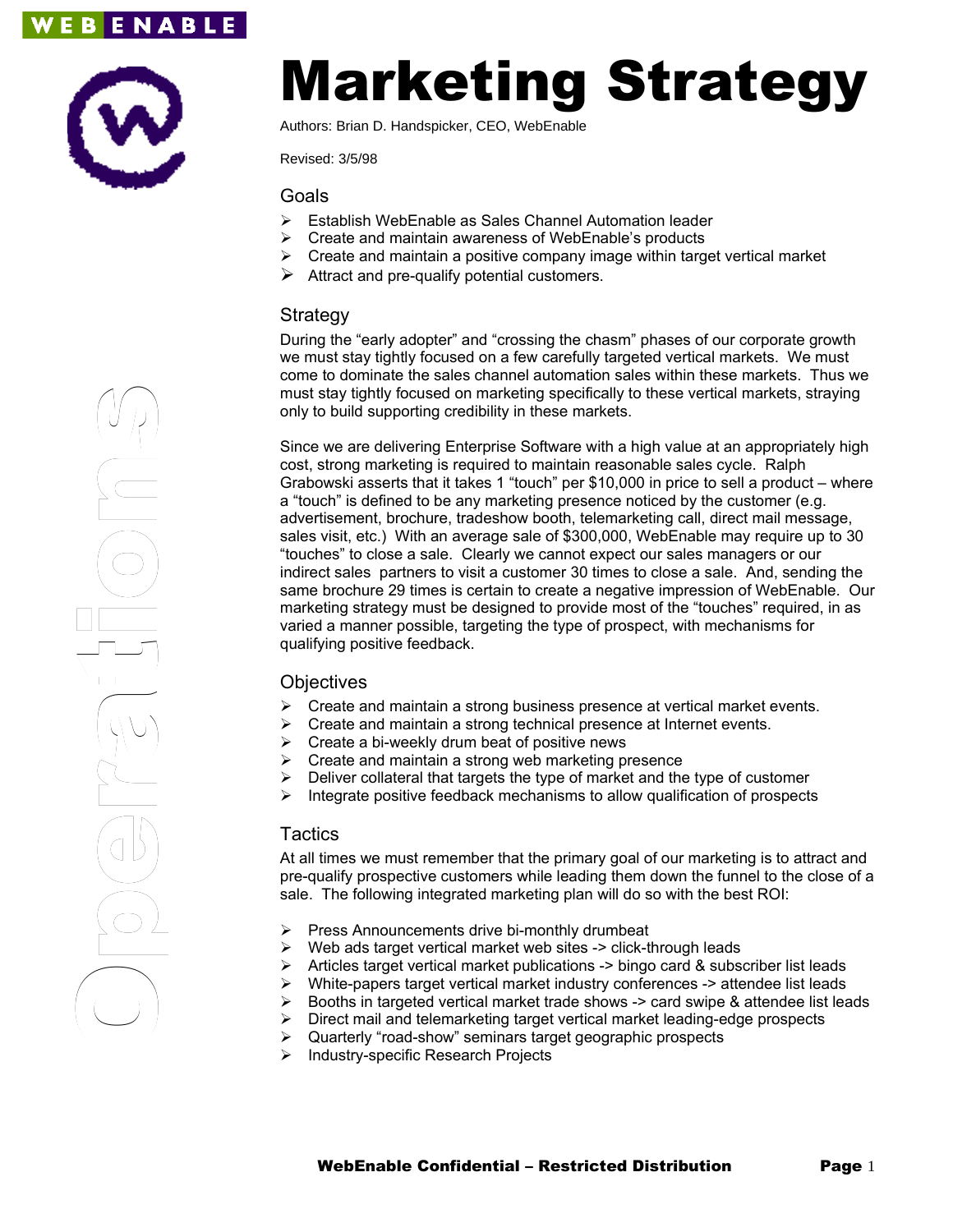WEB ENABLE

# Marketing Strategy

Authors: Brian D. Handspicker, CEO, WebEnable

Revised: 3/5/98

## Goals

- Establish WebEnable as Sales Channel Automation leader
- Create and maintain awareness of WebEnable's products
- Create and maintain a positive company image within target vertical market
- Attract and pre-qualify potential customers.

## Strategy

During the "early adopter" and "crossing the chasm" phases of our corporate growth we must stay tightly focused on a few carefully targeted vertical markets. We must come to dominate the sales channel automation sales within these markets. Thus we must stay tightly focused on marketing specifically to these vertical markets, straying only to build supporting credibility in these markets.

Since we are delivering Enterprise Software with a high value at an appropriately high cost, strong marketing is required to maintain reasonable sales cycle. Ralph Grabowski asserts that it takes 1 "touch" per $10,000 in price to sell a product – where a "touch" is defined to be any marketing presence noticed by the customer (e.g. advertisement, brochure, tradeshow booth, telemarketing call, direct mail message, sales visit, etc.) With an average sale of $300,000, WebEnable may require up to 30 "touches" to close a sale. Clearly we cannot expect our sales managers or our indirect sales partners to visit a customer 30 times to close a sale. And, sending the same brochure 29 times is certain to create a negative impression of WebEnable. Our marketing strategy must be designed to provide most of the "touches" required, in as varied a manner possible, targeting the type of prospect, with mechanisms for qualifying positive feedback.

## Objectives

- Create and maintain a strong business presence at vertical market events.
- Create and maintain a strong technical presence at Internet events.
- Create a bi-weekly drum beat of positive news
- Create and maintain a strong web marketing presence
- Deliver collateral that targets the type of market and the type of customer
- Integrate positive feedback mechanisms to allow qualification of prospects

## Tactics

At all times we must remember that the primary goal of our marketing is to attract and pre-qualify prospective customers while leading them down the funnel to the close of a sale. The following integrated marketing plan will do so with the best ROI:

- Press Announcements drive bi-monthly drumbeat
- Web ads target vertical market web sites -> click-through leads
- Articles target vertical market publications -> bingo card & subscriber list leads
- White-papers target vertical market industry conferences -> attendee list leads
- Booths in targeted vertical market trade shows -> card swipe & attendee list leads
- Direct mail and telemarketing target vertical market leading-edge prospects
- Quarterly "road-show" seminars target geographic prospects
- Industry-specific Research Projects

Operations

WebEnable Confidential – Restricted Distribution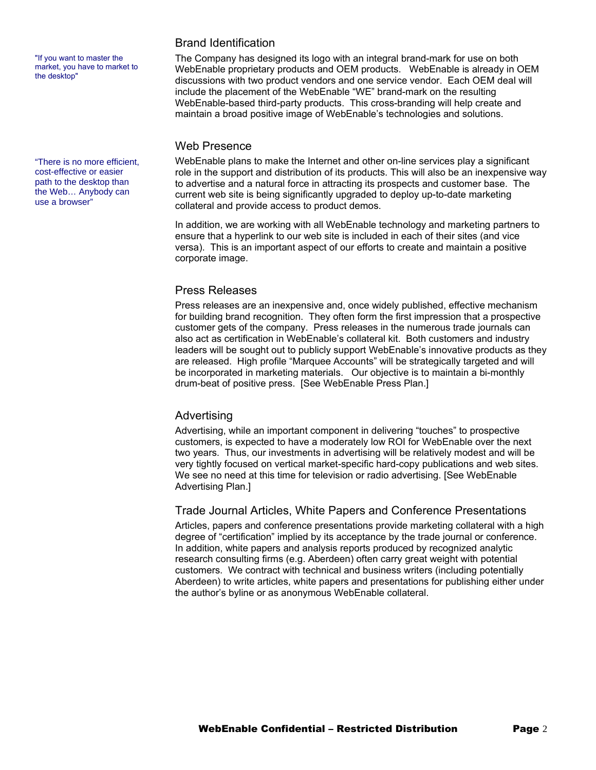"If you want to master the market, you have to market to the desktop"

## Brand Identification

The Company has designed its logo with an integral brand-mark for use on both WebEnable proprietary products and OEM products. WebEnable is already in OEM discussions with two product vendors and one service vendor. Each OEM deal will include the placement of the WebEnable "WE" brand-mark on the resulting WebEnable-based third-party products. This cross-branding will help create and maintain a broad positive image of WebEnable's technologies and solutions.

"There is no more efficient, cost-effective or easier path to the desktop than the Web… Anybody can use a browser"

## Web Presence

WebEnable plans to make the Internet and other on-line services play a significant role in the support and distribution of its products. This will also be an inexpensive way to advertise and a natural force in attracting its prospects and customer base. The current web site is being significantly upgraded to deploy up-to-date marketing collateral and provide access to product demos.

In addition, we are working with all WebEnable technology and marketing partners to ensure that a hyperlink to our web site is included in each of their sites (and vice versa). This is an important aspect of our efforts to create and maintain a positive corporate image.

## Press Releases

Press releases are an inexpensive and, once widely published, effective mechanism for building brand recognition. They often form the first impression that a prospective customer gets of the company. Press releases in the numerous trade journals can also act as certification in WebEnable's collateral kit. Both customers and industry leaders will be sought out to publicly support WebEnable's innovative products as they are released. High profile "Marquee Accounts" will be strategically targeted and will be incorporated in marketing materials. Our objective is to maintain a bi-monthly drum-beat of positive press. [See WebEnable Press Plan.]

## Advertising

Advertising, while an important component in delivering "touches" to prospective customers, is expected to have a moderately low ROI for WebEnable over the next two years. Thus, our investments in advertising will be relatively modest and will be very tightly focused on vertical market-specific hard-copy publications and web sites. We see no need at this time for television or radio advertising. [See WebEnable Advertising Plan.]

## Trade Journal Articles, White Papers and Conference Presentations

Articles, papers and conference presentations provide marketing collateral with a high degree of "certification" implied by its acceptance by the trade journal or conference. In addition, white papers and analysis reports produced by recognized analytic research consulting firms (e.g. Aberdeen) often carry great weight with potential customers. We contract with technical and business writers (including potentially Aberdeen) to write articles, white papers and presentations for publishing either under the author's byline or as anonymous WebEnable collateral.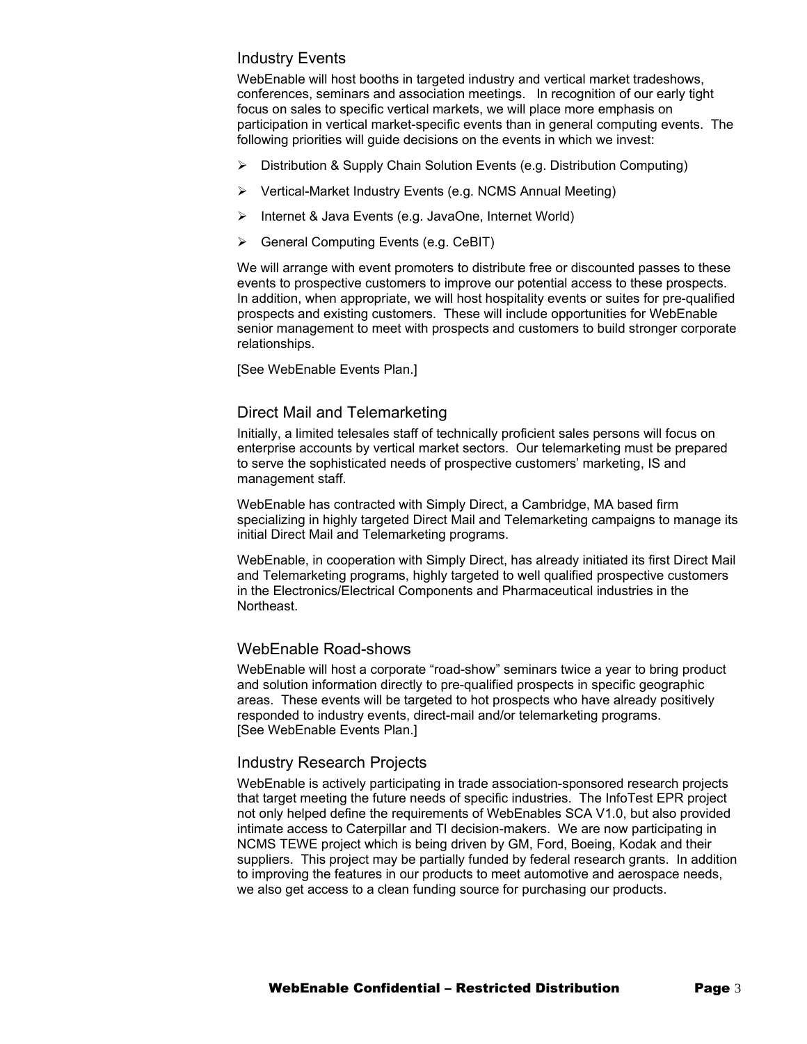## Industry Events

WebEnable will host booths in targeted industry and vertical market tradeshows, conferences, seminars and association meetings. In recognition of our early tight focus on sales to specific vertical markets, we will place more emphasis on participation in vertical market-specific events than in general computing events. The following priorities will guide decisions on the events in which we invest:

- Distribution & Supply Chain Solution Events (e.g. Distribution Computing)
- Vertical-Market Industry Events (e.g. NCMS Annual Meeting)
- Internet & Java Events (e.g. JavaOne, Internet World)
- General Computing Events (e.g. CeBIT)

We will arrange with event promoters to distribute free or discounted passes to these events to prospective customers to improve our potential access to these prospects. In addition, when appropriate, we will host hospitality events or suites for pre-qualified prospects and existing customers. These will include opportunities for WebEnable senior management to meet with prospects and customers to build stronger corporate relationships.

[See WebEnable Events Plan.]

## Direct Mail and Telemarketing

Initially, a limited telesales staff of technically proficient sales persons will focus on enterprise accounts by vertical market sectors. Our telemarketing must be prepared to serve the sophisticated needs of prospective customers' marketing, IS and management staff.

WebEnable has contracted with Simply Direct, a Cambridge, MA based firm specializing in highly targeted Direct Mail and Telemarketing campaigns to manage its initial Direct Mail and Telemarketing programs.

WebEnable, in cooperation with Simply Direct, has already initiated its first Direct Mail and Telemarketing programs, highly targeted to well qualified prospective customers in the Electronics/Electrical Components and Pharmaceutical industries in the Northeast.

## WebEnable Road-shows

WebEnable will host a corporate "road-show" seminars twice a year to bring product and solution information directly to pre-qualified prospects in specific geographic areas. These events will be targeted to hot prospects who have already positively responded to industry events, direct-mail and/or telemarketing programs.
[See WebEnable Events Plan.]

## Industry Research Projects

WebEnable is actively participating in trade association-sponsored research projects that target meeting the future needs of specific industries. The InfoTest EPR project not only helped define the requirements of WebEnables SCA V1.0, but also provided intimate access to Caterpillar and TI decision-makers. We are now participating in NCMS TEWE project which is being driven by GM, Ford, Boeing, Kodak and their suppliers. This project may be partially funded by federal research grants. In addition to improving the features in our products to meet automotive and aerospace needs, we also get access to a clean funding source for purchasing our products.